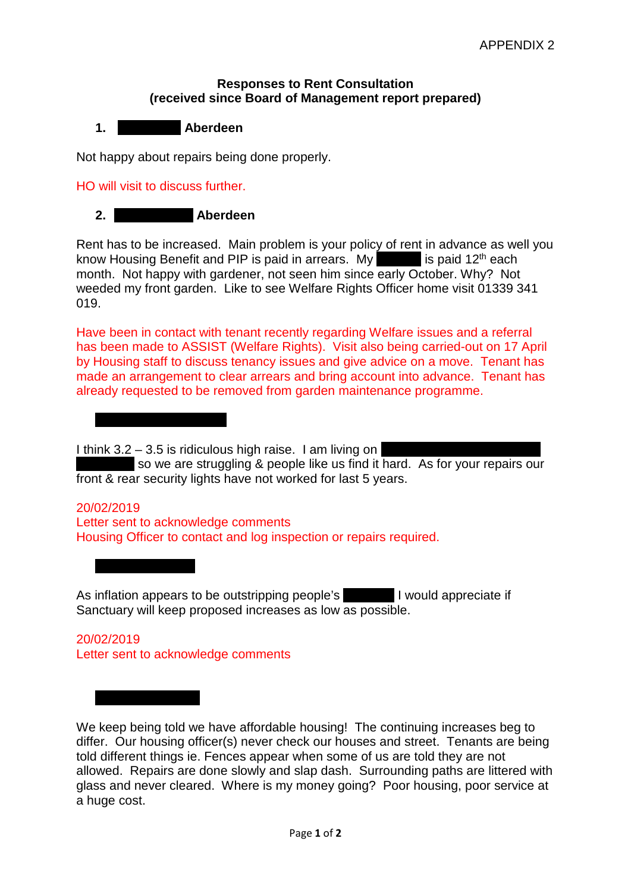APPENDIX 2

**Responses to Rent Consultation**
**(received since Board of Management report prepared)**

1. **[REDACTED] Aberdeen**

Not happy about repairs being done properly.

HO will visit to discuss further.

2. **[REDACTED] Aberdeen**

Rent has to be increased. Main problem is your policy of rent in advance as well you know Housing Benefit and PIP is paid in arrears. My [REDACTED] is paid 12th each month. Not happy with gardener, not seen him since early October. Why? Not weeded my front garden. Like to see Welfare Rights Officer home visit 01339 341 019.

Have been in contact with tenant recently regarding Welfare issues and a referral has been made to ASSIST (Welfare Rights). Visit also being carried-out on 17 April by Housing staff to discuss tenancy issues and give advice on a move. Tenant has made an arrangement to clear arrears and bring account into advance. Tenant has already requested to be removed from garden maintenance programme.

[REDACTED]

I think 3.2 – 3.5 is ridiculous high raise. I am living on [REDACTED] so we are struggling & people like us find it hard. As for your repairs our front & rear security lights have not worked for last 5 years.

20/02/2019
Letter sent to acknowledge comments
Housing Officer to contact and log inspection or repairs required.

[REDACTED]

As inflation appears to be outstripping people's [REDACTED] I would appreciate if Sanctuary will keep proposed increases as low as possible.

20/02/2019
Letter sent to acknowledge comments

[REDACTED]

We keep being told we have affordable housing! The continuing increases beg to differ. Our housing officer(s) never check our houses and street. Tenants are being told different things ie. Fences appear when some of us are told they are not allowed. Repairs are done slowly and slap dash. Surrounding paths are littered with glass and never cleared. Where is my money going? Poor housing, poor service at a huge cost.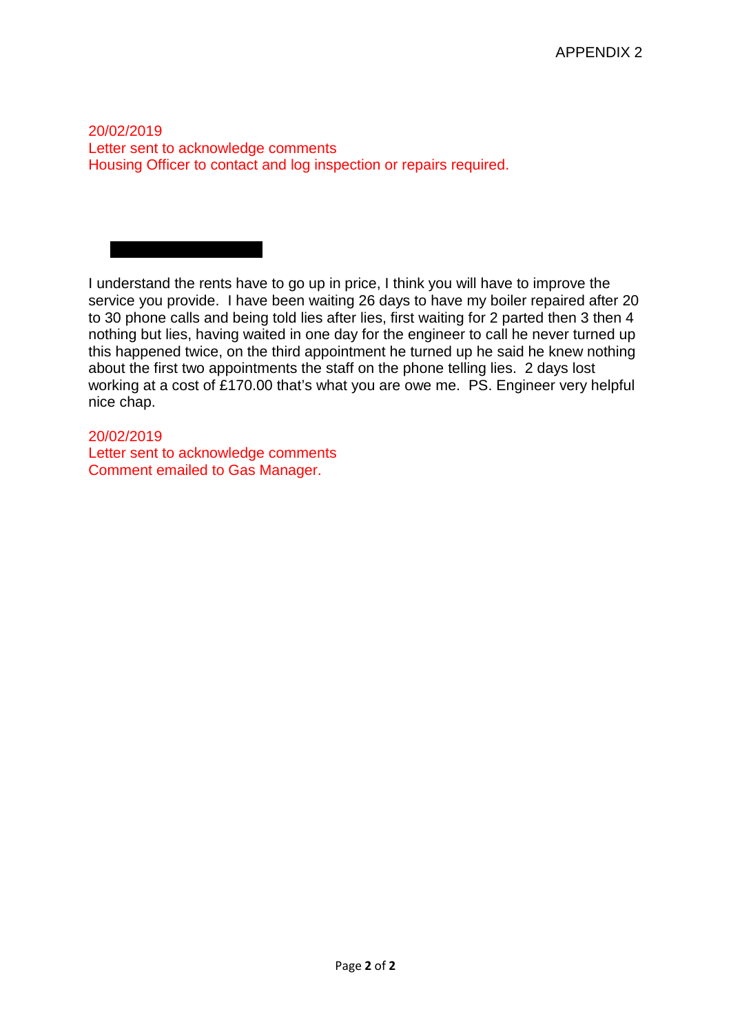APPENDIX 2

20/02/2019
Letter sent to acknowledge comments
Housing Officer to contact and log inspection or repairs required.

I understand the rents have to go up in price, I think you will have to improve the service you provide. I have been waiting 26 days to have my boiler repaired after 20 to 30 phone calls and being told lies after lies, first waiting for 2 parted then 3 then 4 nothing but lies, having waited in one day for the engineer to call he never turned up this happened twice, on the third appointment he turned up he said he knew nothing about the first two appointments the staff on the phone telling lies. 2 days lost working at a cost of £170.00 that's what you are owe me. PS. Engineer very helpful nice chap.

20/02/2019
Letter sent to acknowledge comments
Comment emailed to Gas Manager.